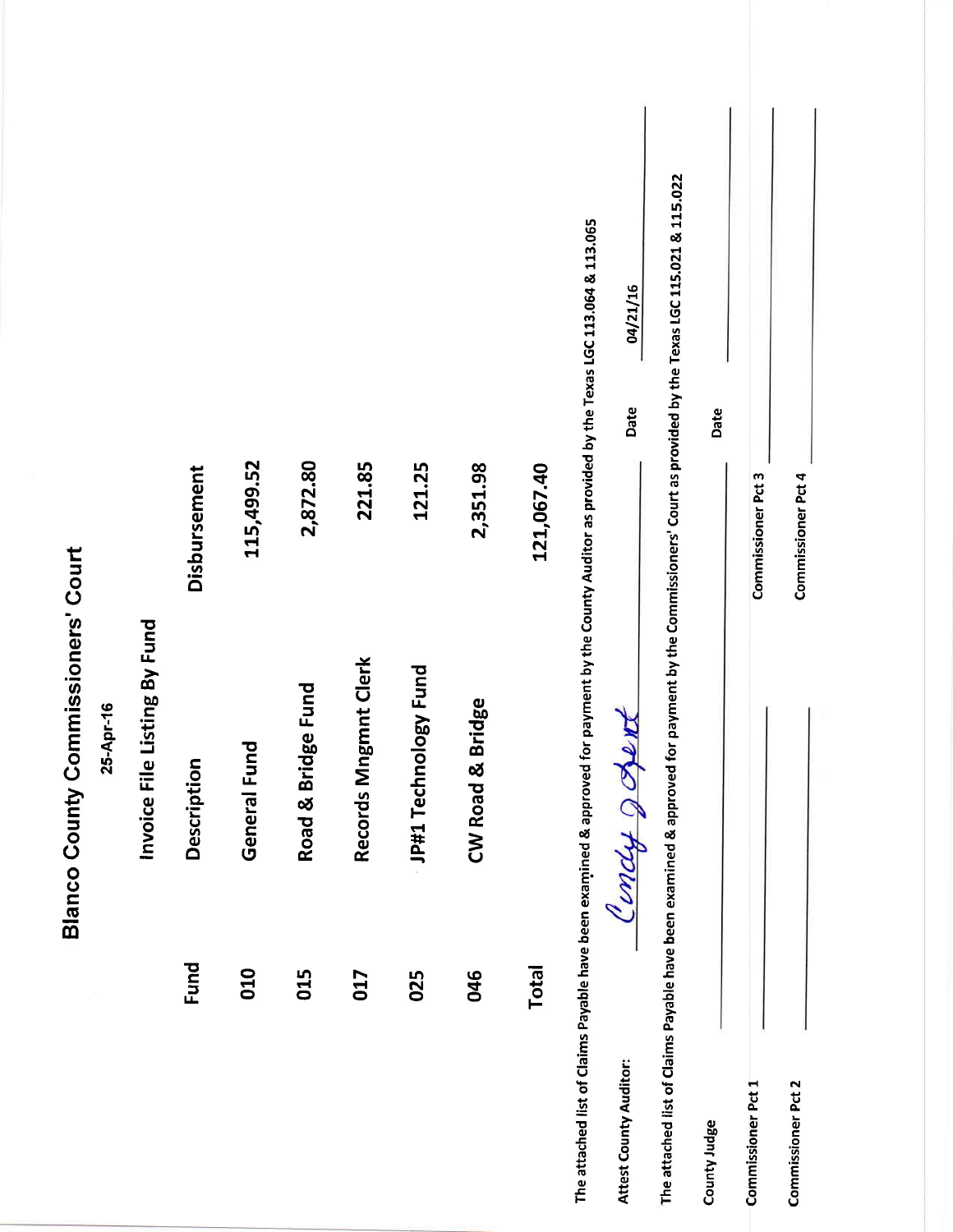# Blanco County Commissioners' Court

25-Apr-16

## Invoice File Listing By Fund

| Fund | Description | Disbursement |
|---|---|---|
| 010 | General Fund | 115,499.52 |
| 015 | Road & Bridge Fund | 2,872.80 |
| 017 | Records Mngmnt Clerk | 221.85 |
| 025 | JP#1 Technology Fund | 121.25 |
| 046 | CW Road & Bridge | 2,351.98 |
| Total | | 121,067.40 |

The attached list of Claims Payable have been examined & approved for payment by the County Auditor as provided by the Texas LGC 113.064 & 113.065

Attest County Auditor: Cindy J Gent Date 04/21/16

The attached list of Claims Payable have been examined & approved for payment by the Commissioners' Court as provided by the Texas LGC 115.021 & 115.022

County Judge ______________________ Date ______________________

Commissioner Pct 1 ______________________ Commissioner Pct 3 ______________________

Commissioner Pct 2 ______________________ Commissioner Pct 4 ______________________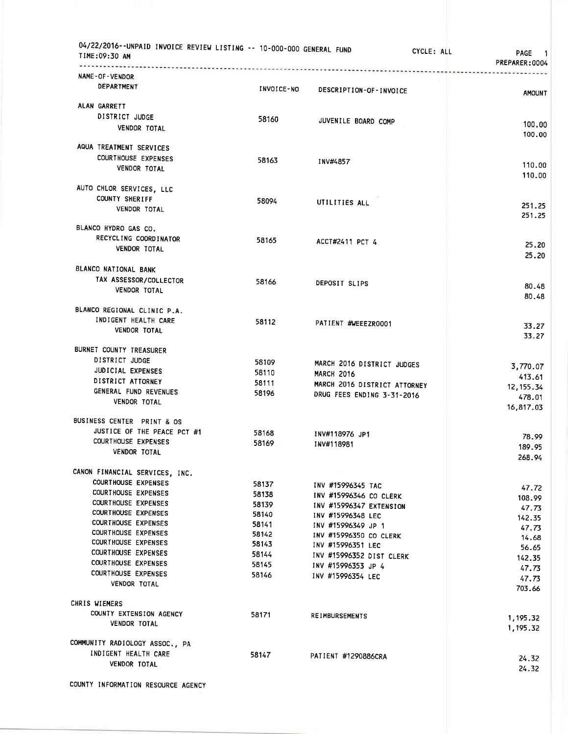04/22/2016--UNPAID INVOICE REVIEW LISTING -- 10-000-000 GENERAL FUND CYCLE: ALL
TIME:09:30 AM PREPARER:0004

| NAME-OF-VENDOR / DEPARTMENT | INVOICE-NO | DESCRIPTION-OF-INVOICE | AMOUNT |
|---|---|---|---|
| ALAN GARRETT | | | |
| DISTRICT JUDGE | 58160 | JUVENILE BOARD COMP | 100.00 |
| VENDOR TOTAL | | | 100.00 |
| AQUA TREATMENT SERVICES | | | |
| COURTHOUSE EXPENSES | 58163 | INV#4857 | 110.00 |
| VENDOR TOTAL | | | 110.00 |
| AUTO CHLOR SERVICES, LLC | | | |
| COUNTY SHERIFF | 58094 | UTILITIES ALL | 251.25 |
| VENDOR TOTAL | | | 251.25 |
| BLANCO HYDRO GAS CO. | | | |
| RECYCLING COORDINATOR | 58165 | ACCT#2411 PCT 4 | 25.20 |
| VENDOR TOTAL | | | 25.20 |
| BLANCO NATIONAL BANK | | | |
| TAX ASSESSOR/COLLECTOR | 58166 | DEPOSIT SLIPS | 80.48 |
| VENDOR TOTAL | | | 80.48 |
| BLANCO REGIONAL CLINIC P.A. | | | |
| INDIGENT HEALTH CARE | 58112 | PATIENT #WEEEZR0001 | 33.27 |
| VENDOR TOTAL | | | 33.27 |
| BURNET COUNTY TREASURER | | | |
| DISTRICT JUDGE | 58109 | MARCH 2016 DISTRICT JUDGES | 3,770.07 |
| JUDICIAL EXPENSES | 58110 | MARCH 2016 | 413.61 |
| DISTRICT ATTORNEY | 58111 | MARCH 2016 DISTRICT ATTORNEY | 12,155.34 |
| GENERAL FUND REVENUES | 58196 | DRUG FEES ENDING 3-31-2016 | 478.01 |
| VENDOR TOTAL | | | 16,817.03 |
| BUSINESS CENTER PRINT & OS | | | |
| JUSTICE OF THE PEACE PCT #1 | 58168 | INV#118976 JP1 | 78.99 |
| COURTHOUSE EXPENSES | 58169 | INV#118981 | 189.95 |
| VENDOR TOTAL | | | 268.94 |
| CANON FINANCIAL SERVICES, INC. | | | |
| COURTHOUSE EXPENSES | 58137 | INV #15996345 TAC | 47.72 |
| COURTHOUSE EXPENSES | 58138 | INV #15996346 CO CLERK | 108.99 |
| COURTHOUSE EXPENSES | 58139 | INV #15996347 EXTENSION | 47.73 |
| COURTHOUSE EXPENSES | 58140 | INV #15996348 LEC | 142.35 |
| COURTHOUSE EXPENSES | 58141 | INV #15996349 JP 1 | 47.73 |
| COURTHOUSE EXPENSES | 58142 | INV #15996350 CO CLERK | 14.68 |
| COURTHOUSE EXPENSES | 58143 | INV #15996351 LEC | 56.65 |
| COURTHOUSE EXPENSES | 58144 | INV #15996352 DIST CLERK | 142.35 |
| COURTHOUSE EXPENSES | 58145 | INV #15996353 JP 4 | 47.73 |
| COURTHOUSE EXPENSES | 58146 | INV #15996354 LEC | 47.73 |
| VENDOR TOTAL | | | 703.66 |
| CHRIS WIEMERS | | | |
| COUNTY EXTENSION AGENCY | 58171 | REIMBURSEMENTS | 1,195.32 |
| VENDOR TOTAL | | | 1,195.32 |
| COMMUNITY RADIOLOGY ASSOC., PA | | | |
| INDIGENT HEALTH CARE | 58147 | PATIENT #1290886CRA | 24.32 |
| VENDOR TOTAL | | | 24.32 |
| COUNTY INFORMATION RESOURCE AGENCY | | | |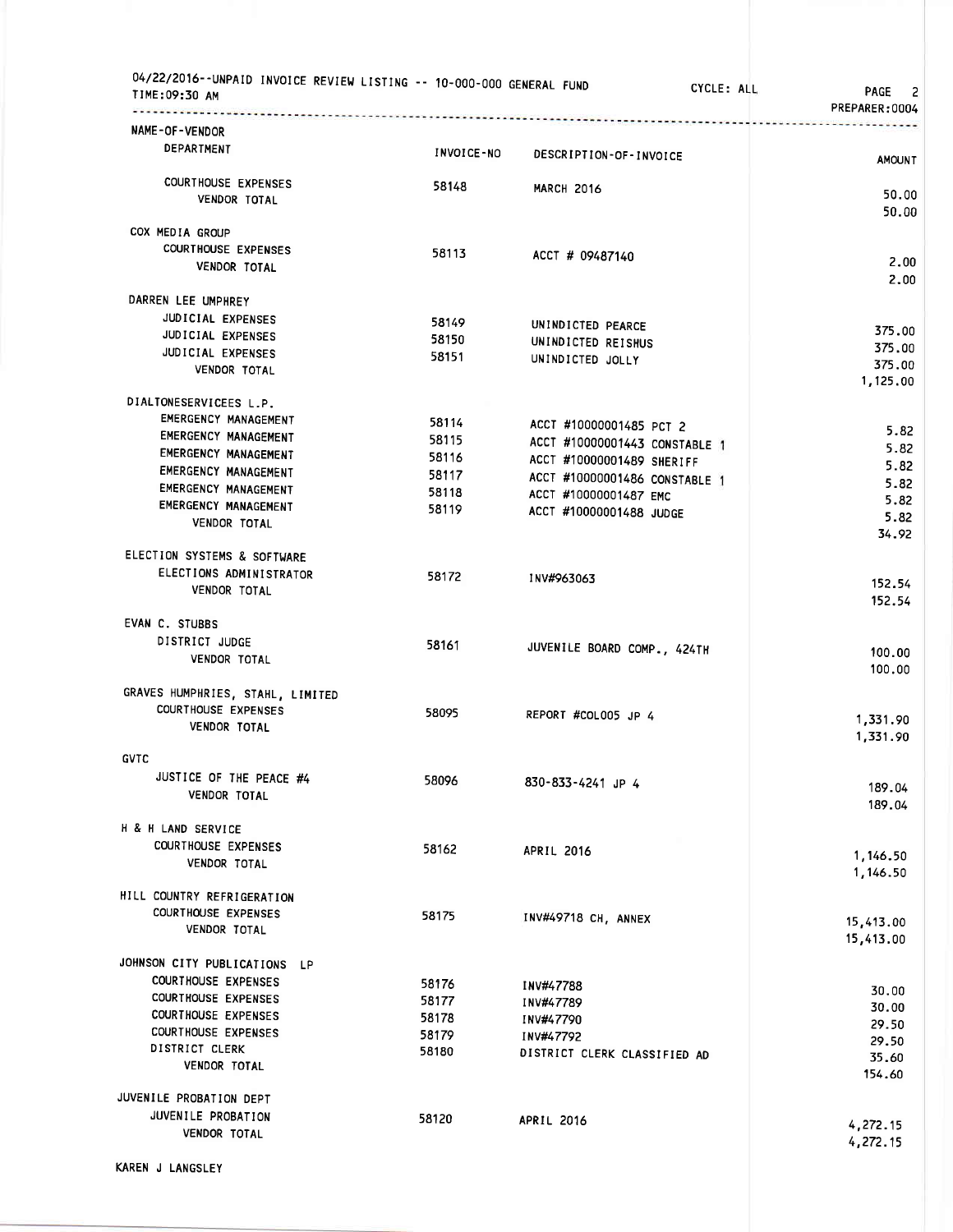04/22/2016--UNPAID INVOICE REVIEW LISTING -- 10-000-000 GENERAL FUND CYCLE: ALL
TIME:09:30 AM PREPARER:0004

| NAME-OF-VENDOR / DEPARTMENT | INVOICE-NO | DESCRIPTION-OF-INVOICE | AMOUNT |
|---|---|---|---|
| COURTHOUSE EXPENSES | 58148 | MARCH 2016 | 50.00 |
| VENDOR TOTAL | | | 50.00 |
| **COX MEDIA GROUP** | | | |
| COURTHOUSE EXPENSES | 58113 | ACCT # 09487140 | 2.00 |
| VENDOR TOTAL | | | 2.00 |
| **DARREN LEE UMPHREY** | | | |
| JUDICIAL EXPENSES | 58149 | UNINDICTED PEARCE | 375.00 |
| JUDICIAL EXPENSES | 58150 | UNINDICTED REISHUS | 375.00 |
| JUDICIAL EXPENSES | 58151 | UNINDICTED JOLLY | 375.00 |
| VENDOR TOTAL | | | 1,125.00 |
| **DIALTONESERVICEES L.P.** | | | |
| EMERGENCY MANAGEMENT | 58114 | ACCT #10000001485 PCT 2 | 5.82 |
| EMERGENCY MANAGEMENT | 58115 | ACCT #10000001443 CONSTABLE 1 | 5.82 |
| EMERGENCY MANAGEMENT | 58116 | ACCT #10000001489 SHERIFF | 5.82 |
| EMERGENCY MANAGEMENT | 58117 | ACCT #10000001486 CONSTABLE 1 | 5.82 |
| EMERGENCY MANAGEMENT | 58118 | ACCT #10000001487 EMC | 5.82 |
| EMERGENCY MANAGEMENT | 58119 | ACCT #10000001488 JUDGE | 5.82 |
| VENDOR TOTAL | | | 34.92 |
| **ELECTION SYSTEMS & SOFTWARE** | | | |
| ELECTIONS ADMINISTRATOR | 58172 | INV#963063 | 152.54 |
| VENDOR TOTAL | | | 152.54 |
| **EVAN C. STUBBS** | | | |
| DISTRICT JUDGE | 58161 | JUVENILE BOARD COMP., 424TH | 100.00 |
| VENDOR TOTAL | | | 100.00 |
| **GRAVES HUMPHRIES, STAHL, LIMITED** | | | |
| COURTHOUSE EXPENSES | 58095 | REPORT #COL005 JP 4 | 1,331.90 |
| VENDOR TOTAL | | | 1,331.90 |
| **GVTC** | | | |
| JUSTICE OF THE PEACE #4 | 58096 | 830-833-4241 JP 4 | 189.04 |
| VENDOR TOTAL | | | 189.04 |
| **H & H LAND SERVICE** | | | |
| COURTHOUSE EXPENSES | 58162 | APRIL 2016 | 1,146.50 |
| VENDOR TOTAL | | | 1,146.50 |
| **HILL COUNTRY REFRIGERATION** | | | |
| COURTHOUSE EXPENSES | 58175 | INV#49718 CH, ANNEX | 15,413.00 |
| VENDOR TOTAL | | | 15,413.00 |
| **JOHNSON CITY PUBLICATIONS LP** | | | |
| COURTHOUSE EXPENSES | 58176 | INV#47788 | 30.00 |
| COURTHOUSE EXPENSES | 58177 | INV#47789 | 30.00 |
| COURTHOUSE EXPENSES | 58178 | INV#47790 | 29.50 |
| COURTHOUSE EXPENSES | 58179 | INV#47792 | 29.50 |
| DISTRICT CLERK | 58180 | DISTRICT CLERK CLASSIFIED AD | 35.60 |
| VENDOR TOTAL | | | 154.60 |
| **JUVENILE PROBATION DEPT** | | | |
| JUVENILE PROBATION | 58120 | APRIL 2016 | 4,272.15 |
| VENDOR TOTAL | | | 4,272.15 |
| **KAREN J LANGSLEY** | | | |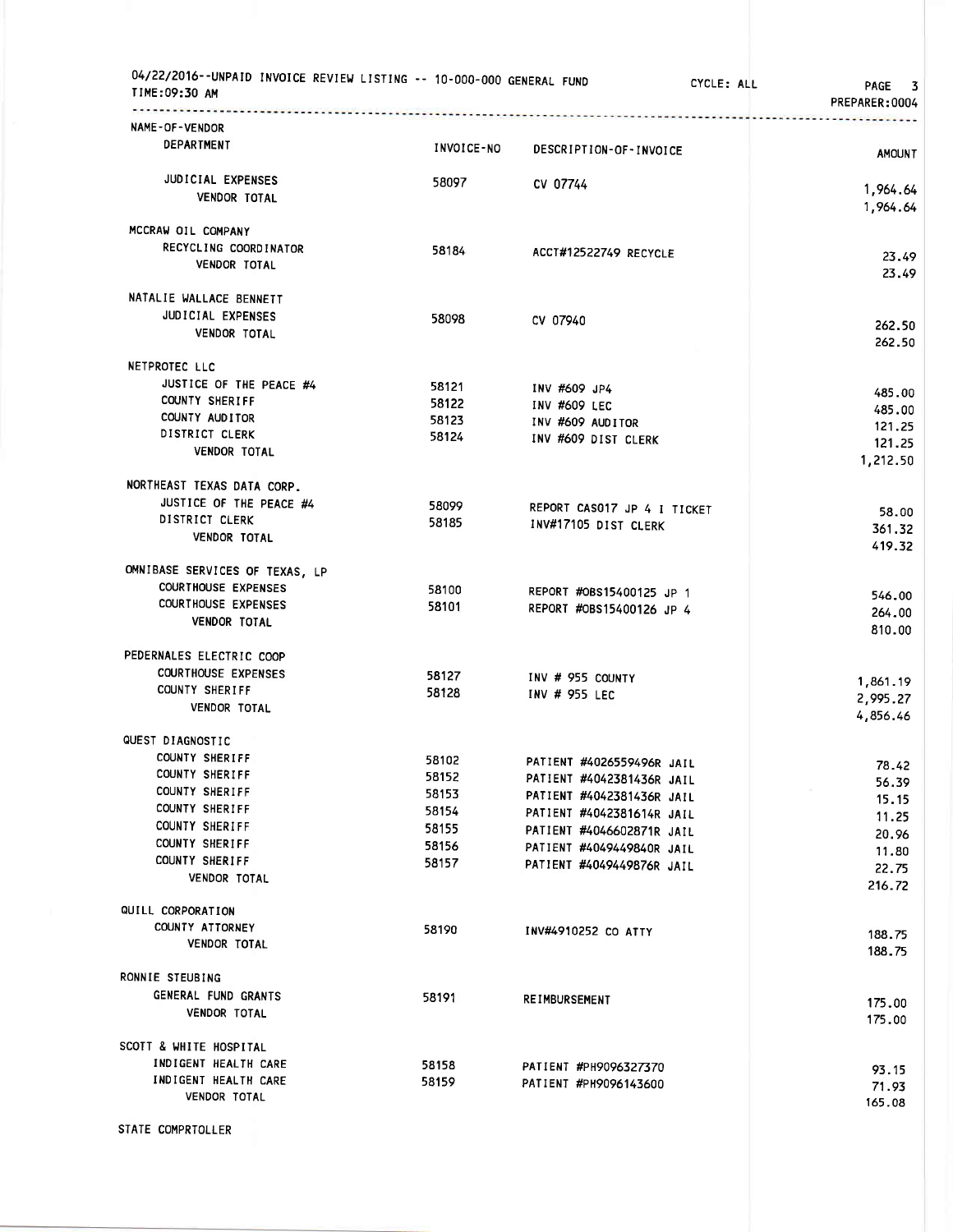04/22/2016--UNPAID INVOICE REVIEW LISTING -- 10-000-000 GENERAL FUND CYCLE: ALL PAGE 3

TIME:09:30 AM PREPARER:0004

| NAME-OF-VENDOR / DEPARTMENT | INVOICE-NO | DESCRIPTION-OF-INVOICE | AMOUNT |
|---|---|---|---|
| JUDICIAL EXPENSES | 58097 | CV 07744 | 1,964.64 |
| VENDOR TOTAL | | | 1,964.64 |
| MCCRAW OIL COMPANY | | | |
| RECYCLING COORDINATOR | 58184 | ACCT#12522749 RECYCLE | 23.49 |
| VENDOR TOTAL | | | 23.49 |
| NATALIE WALLACE BENNETT | | | |
| JUDICIAL EXPENSES | 58098 | CV 07940 | 262.50 |
| VENDOR TOTAL | | | 262.50 |
| NETPROTEC LLC | | | |
| JUSTICE OF THE PEACE #4 | 58121 | INV #609 JP4 | 485.00 |
| COUNTY SHERIFF | 58122 | INV #609 LEC | 485.00 |
| COUNTY AUDITOR | 58123 | INV #609 AUDITOR | 121.25 |
| DISTRICT CLERK | 58124 | INV #609 DIST CLERK | 121.25 |
| VENDOR TOTAL | | | 1,212.50 |
| NORTHEAST TEXAS DATA CORP. | | | |
| JUSTICE OF THE PEACE #4 | 58099 | REPORT CAS017 JP 4 I TICKET | 58.00 |
| DISTRICT CLERK | 58185 | INV#17105 DIST CLERK | 361.32 |
| VENDOR TOTAL | | | 419.32 |
| OMNIBASE SERVICES OF TEXAS, LP | | | |
| COURTHOUSE EXPENSES | 58100 | REPORT #OBS15400125 JP 1 | 546.00 |
| COURTHOUSE EXPENSES | 58101 | REPORT #OBS15400126 JP 4 | 264.00 |
| VENDOR TOTAL | | | 810.00 |
| PEDERNALES ELECTRIC COOP | | | |
| COURTHOUSE EXPENSES | 58127 | INV # 955 COUNTY | 1,861.19 |
| COUNTY SHERIFF | 58128 | INV # 955 LEC | 2,995.27 |
| VENDOR TOTAL | | | 4,856.46 |
| QUEST DIAGNOSTIC | | | |
| COUNTY SHERIFF | 58102 | PATIENT #4026559496R JAIL | 78.42 |
| COUNTY SHERIFF | 58152 | PATIENT #4042381436R JAIL | 56.39 |
| COUNTY SHERIFF | 58153 | PATIENT #4042381436R JAIL | 15.15 |
| COUNTY SHERIFF | 58154 | PATIENT #4042381614R JAIL | 11.25 |
| COUNTY SHERIFF | 58155 | PATIENT #4046602871R JAIL | 20.96 |
| COUNTY SHERIFF | 58156 | PATIENT #4049449840R JAIL | 11.80 |
| COUNTY SHERIFF | 58157 | PATIENT #4049449876R JAIL | 22.75 |
| VENDOR TOTAL | | | 216.72 |
| QUILL CORPORATION | | | |
| COUNTY ATTORNEY | 58190 | INV#4910252 CO ATTY | 188.75 |
| VENDOR TOTAL | | | 188.75 |
| RONNIE STEUBING | | | |
| GENERAL FUND GRANTS | 58191 | REIMBURSEMENT | 175.00 |
| VENDOR TOTAL | | | 175.00 |
| SCOTT & WHITE HOSPITAL | | | |
| INDIGENT HEALTH CARE | 58158 | PATIENT #PH9096327370 | 93.15 |
| INDIGENT HEALTH CARE | 58159 | PATIENT #PH9096143600 | 71.93 |
| VENDOR TOTAL | | | 165.08 |
| STATE COMPRTOLLER | | | |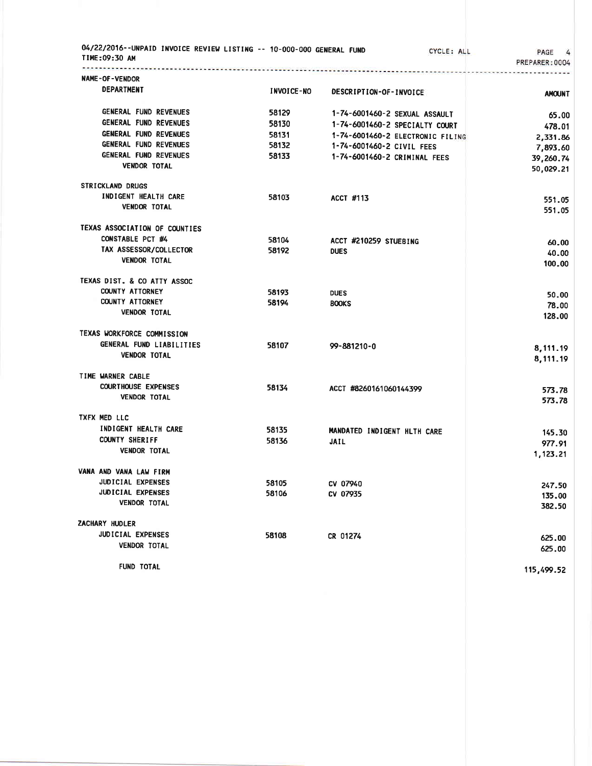04/22/2016--UNPAID INVOICE REVIEW LISTING -- 10-000-000 GENERAL FUND CYCLE: ALL
TIME:09:30 AM PREPARER:0004

| NAME-OF-VENDOR / DEPARTMENT | INVOICE-NO | DESCRIPTION-OF-INVOICE | AMOUNT |
|---|---|---|---|
| GENERAL FUND REVENUES | 58129 | 1-74-6001460-2 SEXUAL ASSAULT | 65.00 |
| GENERAL FUND REVENUES | 58130 | 1-74-6001460-2 SPECIALTY COURT | 478.01 |
| GENERAL FUND REVENUES | 58131 | 1-74-6001460-2 ELECTRONIC FILING | 2,331.86 |
| GENERAL FUND REVENUES | 58132 | 1-74-6001460-2 CIVIL FEES | 7,893.60 |
| GENERAL FUND REVENUES | 58133 | 1-74-6001460-2 CRIMINAL FEES | 39,260.74 |
| VENDOR TOTAL | | | 50,029.21 |
| **STRICKLAND DRUGS** | | | |
| INDIGENT HEALTH CARE | 58103 | ACCT #113 | 551.05 |
| VENDOR TOTAL | | | 551.05 |
| **TEXAS ASSOCIATION OF COUNTIES** | | | |
| CONSTABLE PCT #4 | 58104 | ACCT #210259 STUEBING | 60.00 |
| TAX ASSESSOR/COLLECTOR | 58192 | DUES | 40.00 |
| VENDOR TOTAL | | | 100.00 |
| **TEXAS DIST. & CO ATTY ASSOC** | | | |
| COUNTY ATTORNEY | 58193 | DUES | 50.00 |
| COUNTY ATTORNEY | 58194 | BOOKS | 78.00 |
| VENDOR TOTAL | | | 128.00 |
| **TEXAS WORKFORCE COMMISSION** | | | |
| GENERAL FUND LIABILITIES | 58107 | 99-881210-0 | 8,111.19 |
| VENDOR TOTAL | | | 8,111.19 |
| **TIME WARNER CABLE** | | | |
| COURTHOUSE EXPENSES | 58134 | ACCT #8260161060144399 | 573.78 |
| VENDOR TOTAL | | | 573.78 |
| **TXFX MED LLC** | | | |
| INDIGENT HEALTH CARE | 58135 | MANDATED INDIGENT HLTH CARE | 145.30 |
| COUNTY SHERIFF | 58136 | JAIL | 977.91 |
| VENDOR TOTAL | | | 1,123.21 |
| **VANA AND VANA LAW FIRM** | | | |
| JUDICIAL EXPENSES | 58105 | CV 07940 | 247.50 |
| JUDICIAL EXPENSES | 58106 | CV 07935 | 135.00 |
| VENDOR TOTAL | | | 382.50 |
| **ZACHARY HUDLER** | | | |
| JUDICIAL EXPENSES | 58108 | CR 01274 | 625.00 |
| VENDOR TOTAL | | | 625.00 |
| FUND TOTAL | | | 115,499.52 |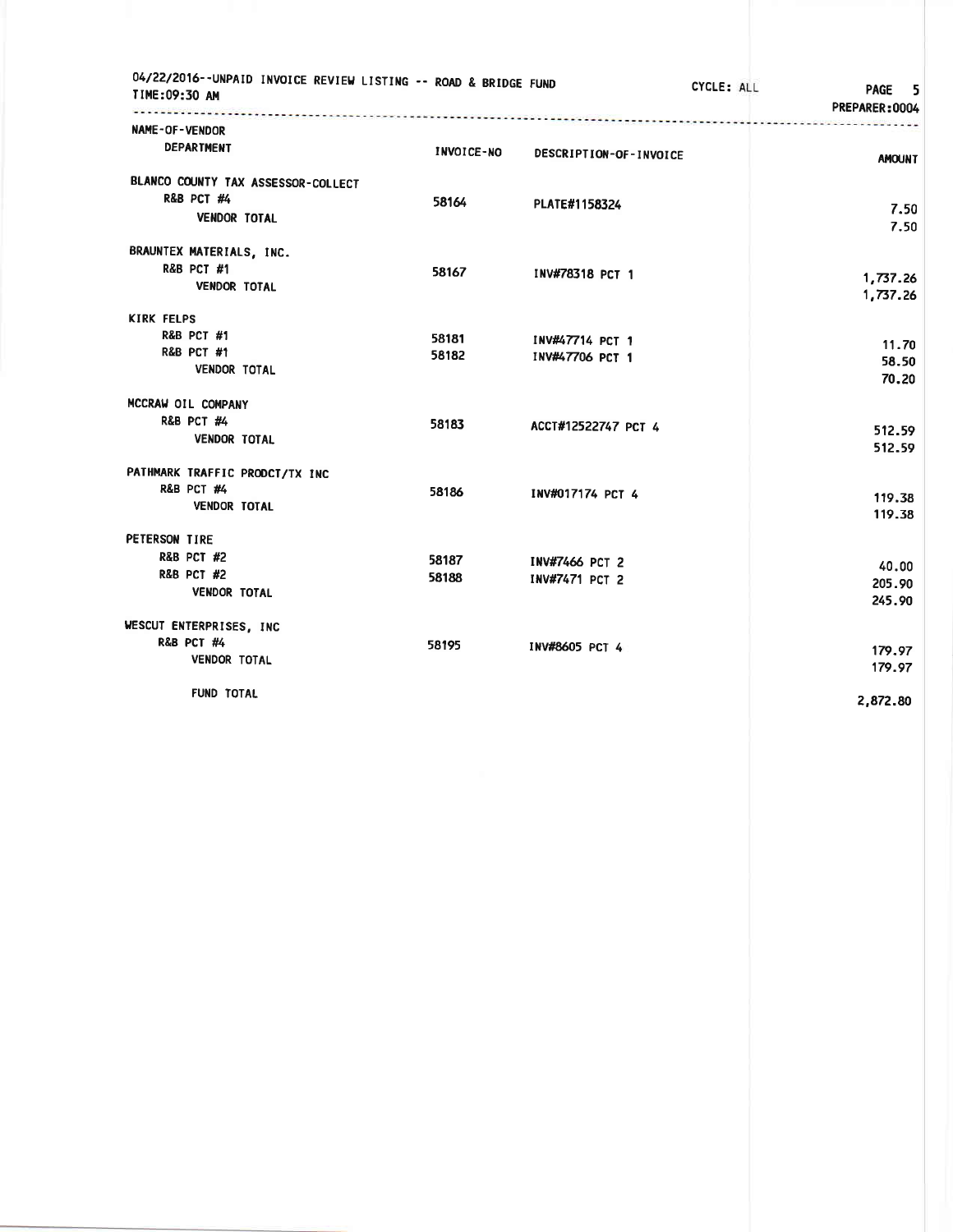04/22/2016--UNPAID INVOICE REVIEW LISTING -- ROAD & BRIDGE FUND

TIME:09:30 AM

CYCLE: ALL

PREPARER:0004

| NAME-OF-VENDOR / DEPARTMENT | INVOICE-NO | DESCRIPTION-OF-INVOICE | AMOUNT |
|---|---|---|---|
| BLANCO COUNTY TAX ASSESSOR-COLLECT | | | |
| R&B PCT #4 | 58164 | PLATE#1158324 | 7.50 |
| VENDOR TOTAL | | | 7.50 |
| BRAUNTEX MATERIALS, INC. | | | |
| R&B PCT #1 | 58167 | INV#78318 PCT 1 | 1,737.26 |
| VENDOR TOTAL | | | 1,737.26 |
| KIRK FELPS | | | |
| R&B PCT #1 | 58181 | INV#47714 PCT 1 | 11.70 |
| R&B PCT #1 | 58182 | INV#47706 PCT 1 | 58.50 |
| VENDOR TOTAL | | | 70.20 |
| MCCRAW OIL COMPANY | | | |
| R&B PCT #4 | 58183 | ACCT#12522747 PCT 4 | 512.59 |
| VENDOR TOTAL | | | 512.59 |
| PATHMARK TRAFFIC PRODCT/TX INC | | | |
| R&B PCT #4 | 58186 | INV#017174 PCT 4 | 119.38 |
| VENDOR TOTAL | | | 119.38 |
| PETERSON TIRE | | | |
| R&B PCT #2 | 58187 | INV#7466 PCT 2 | 40.00 |
| R&B PCT #2 | 58188 | INV#7471 PCT 2 | 205.90 |
| VENDOR TOTAL | | | 245.90 |
| WESCUT ENTERPRISES, INC | | | |
| R&B PCT #4 | 58195 | INV#8605 PCT 4 | 179.97 |
| VENDOR TOTAL | | | 179.97 |
| FUND TOTAL | | | 2,872.80 |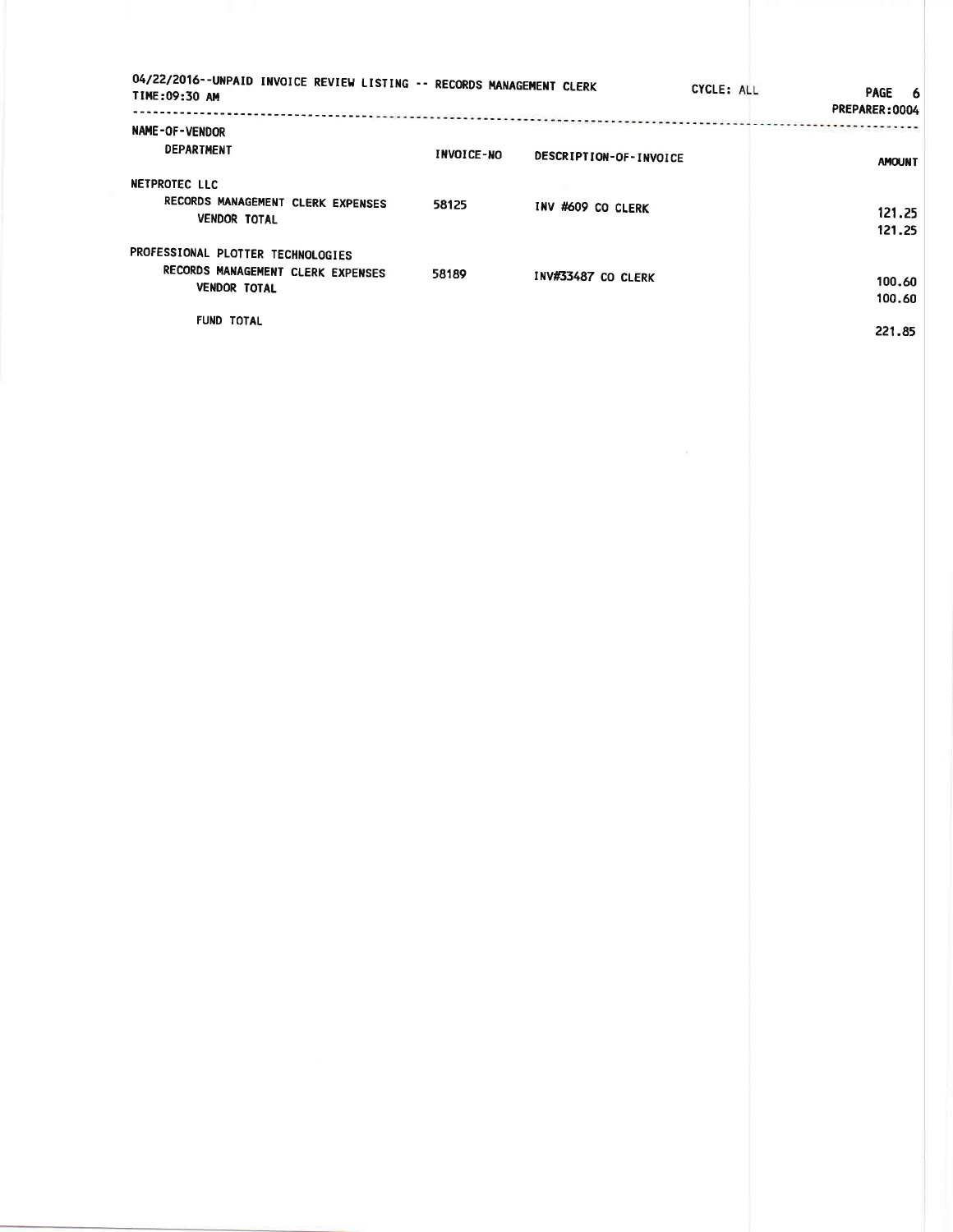04/22/2016--UNPAID INVOICE REVIEW LISTING -- RECORDS MANAGEMENT CLERK    CYCLE: ALL    PREPARER:0004
TIME:09:30 AM

| NAME-OF-VENDOR<br>DEPARTMENT | INVOICE-NO | DESCRIPTION-OF-INVOICE | AMOUNT |
|---|---|---|---|
| NETPROTEC LLC | | | |
| RECORDS MANAGEMENT CLERK EXPENSES | 58125 | INV #609 CO CLERK | 121.25 |
| VENDOR TOTAL | | | 121.25 |
| PROFESSIONAL PLOTTER TECHNOLOGIES | | | |
| RECORDS MANAGEMENT CLERK EXPENSES | 58189 | INV#33487 CO CLERK | 100.60 |
| VENDOR TOTAL | | | 100.60 |
| FUND TOTAL | | | 221.85 |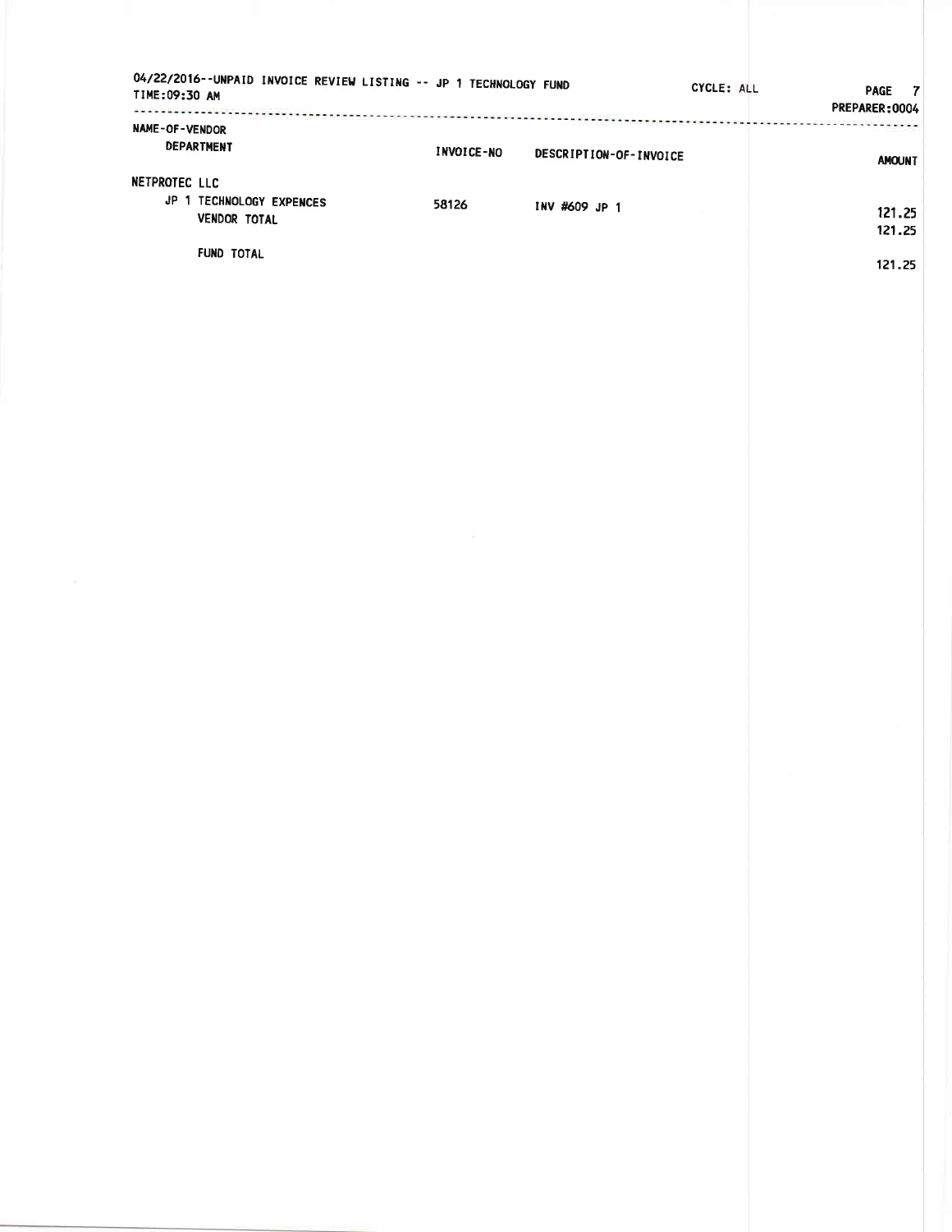04/22/2016--UNPAID INVOICE REVIEW LISTING -- JP 1 TECHNOLOGY FUND CYCLE: ALL PREPARER:0004

TIME:09:30 AM

| NAME-OF-VENDOR DEPARTMENT | INVOICE-NO | DESCRIPTION-OF-INVOICE | AMOUNT |
|---|---|---|---|
| NETPROTEC LLC | | | |
| JP 1 TECHNOLOGY EXPENCES | 58126 | INV #609 JP 1 | 121.25 |
| VENDOR TOTAL | | | 121.25 |
| FUND TOTAL | | | 121.25 |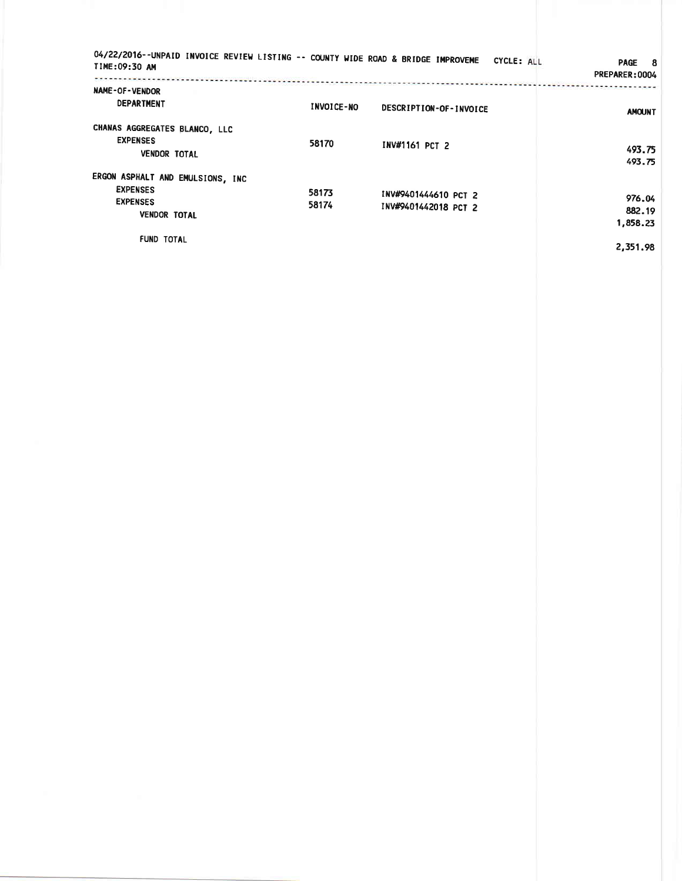04/22/2016--UNPAID INVOICE REVIEW LISTING -- COUNTY WIDE ROAD & BRIDGE IMPROVEME CYCLE: ALL
TIME:09:30 AM
PREPARER:0004

| NAME-OF-VENDOR / DEPARTMENT | INVOICE-NO | DESCRIPTION-OF-INVOICE | AMOUNT |
|---|---|---|---|
| CHANAS AGGREGATES BLANCO, LLC | | | |
| EXPENSES | 58170 | INV#1161 PCT 2 | 493.75 |
| VENDOR TOTAL | | | 493.75 |
| ERGON ASPHALT AND EMULSIONS, INC | | | |
| EXPENSES | 58173 | INV#9401444610 PCT 2 | 976.04 |
| EXPENSES | 58174 | INV#9401442018 PCT 2 | 882.19 |
| VENDOR TOTAL | | | 1,858.23 |
| FUND TOTAL | | | 2,351.98 |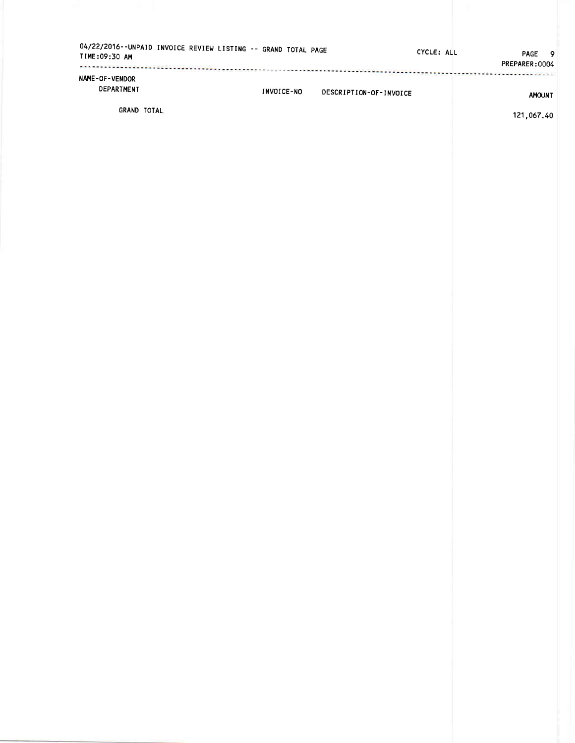04/22/2016--UNPAID INVOICE REVIEW LISTING -- GRAND TOTAL PAGE
TIME:09:30 AM

CYCLE: ALL

PREPARER:0004

| NAME-OF-VENDOR<br>DEPARTMENT | INVOICE-NO | DESCRIPTION-OF-INVOICE | AMOUNT |
|---|---|---|---|
| GRAND TOTAL | | | 121,067.40 |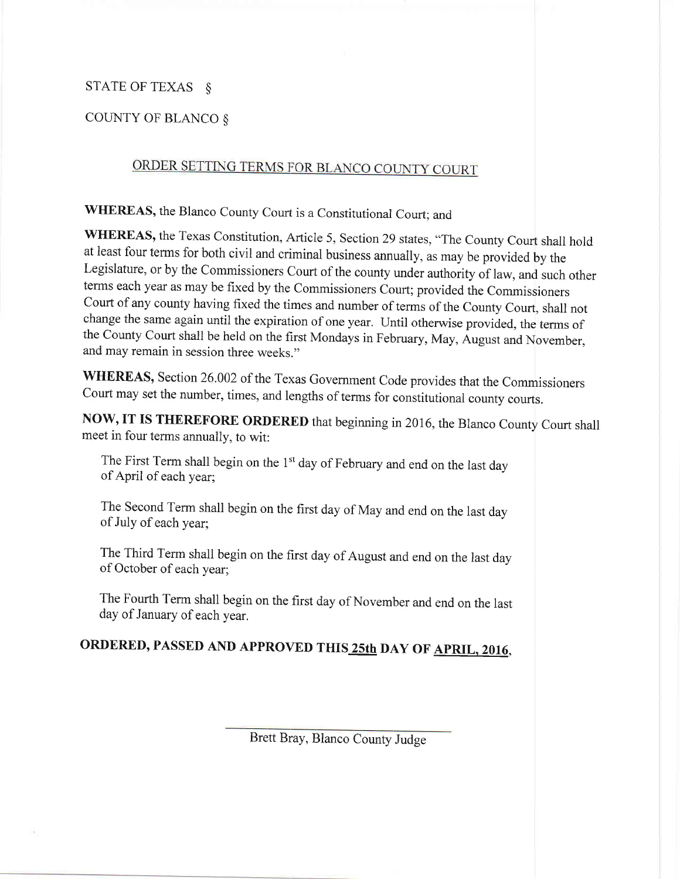STATE OF TEXAS §

COUNTY OF BLANCO §

## ORDER SETTING TERMS FOR BLANCO COUNTY COURT

**WHEREAS,** the Blanco County Court is a Constitutional Court; and

**WHEREAS,** the Texas Constitution, Article 5, Section 29 states, "The County Court shall hold at least four terms for both civil and criminal business annually, as may be provided by the Legislature, or by the Commissioners Court of the county under authority of law, and such other terms each year as may be fixed by the Commissioners Court; provided the Commissioners Court of any county having fixed the times and number of terms of the County Court, shall not change the same again until the expiration of one year. Until otherwise provided, the terms of the County Court shall be held on the first Mondays in February, May, August and November, and may remain in session three weeks."

**WHEREAS,** Section 26.002 of the Texas Government Code provides that the Commissioners Court may set the number, times, and lengths of terms for constitutional county courts.

**NOW, IT IS THEREFORE ORDERED** that beginning in 2016, the Blanco County Court shall meet in four terms annually, to wit:

The First Term shall begin on the 1st day of February and end on the last day of April of each year;

The Second Term shall begin on the first day of May and end on the last day of July of each year;

The Third Term shall begin on the first day of August and end on the last day of October of each year;

The Fourth Term shall begin on the first day of November and end on the last day of January of each year.

**ORDERED, PASSED AND APPROVED THIS 25th DAY OF APRIL, 2016,**

Brett Bray, Blanco County Judge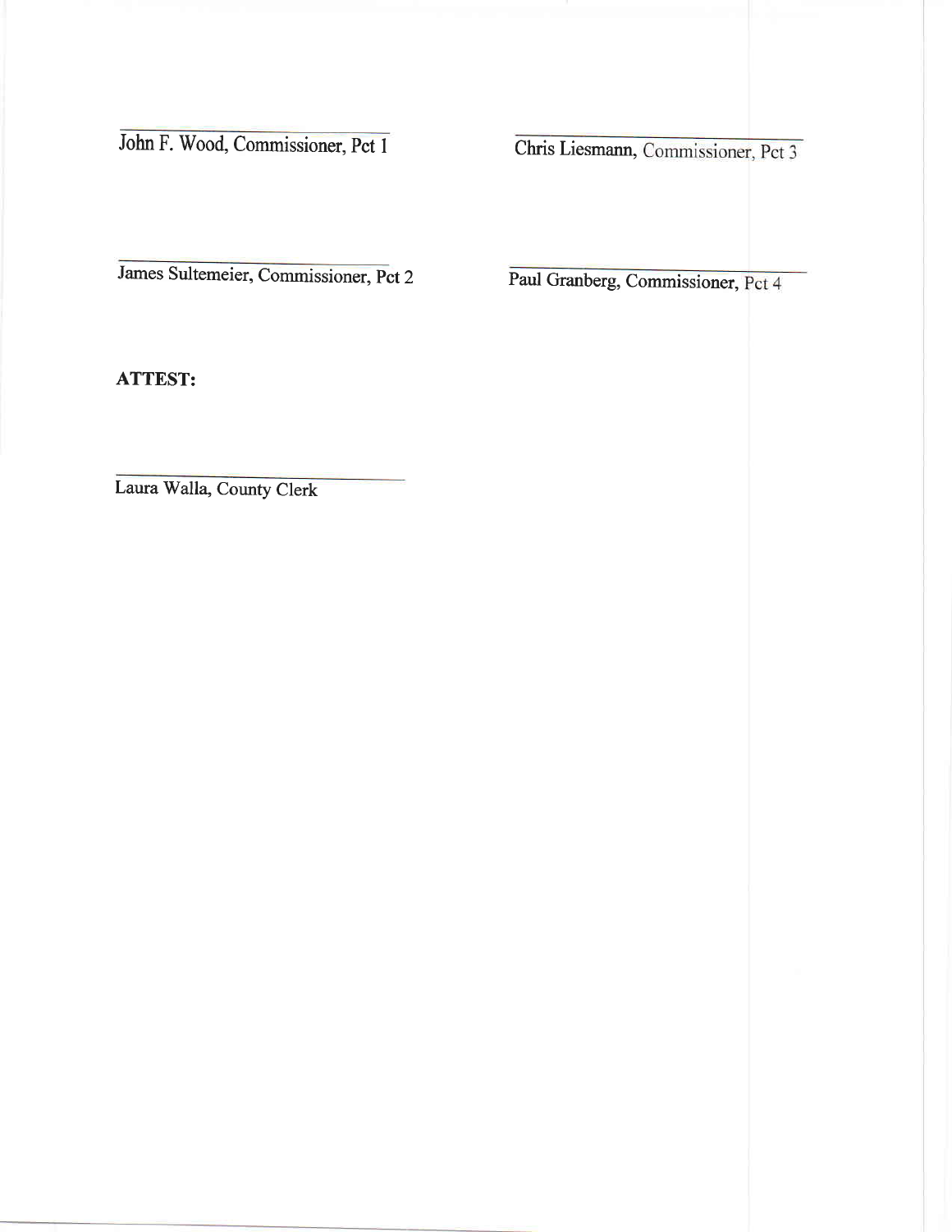John F. Wood, Commissioner, Pct 1

Chris Liesmann, Commissioner, Pct 3

James Sultemeier, Commissioner, Pct 2

Paul Granberg, Commissioner, Pct 4

**ATTEST:**

Laura Walla, County Clerk